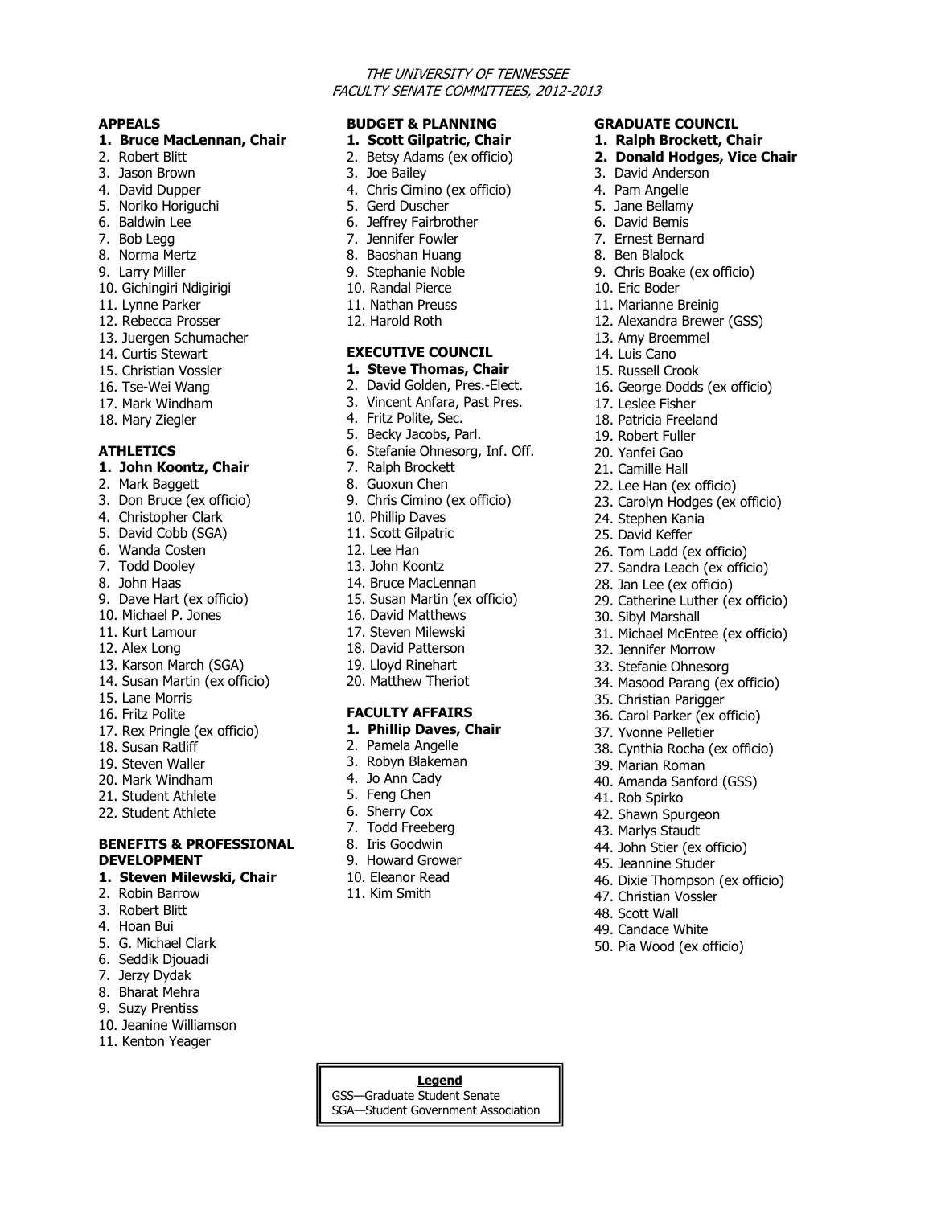*THE UNIVERSITY OF TENNESSEE*
*FACULTY SENATE COMMITTEES, 2012-2013*

**APPEALS**

1. **Bruce MacLennan, Chair**
2. Robert Blitt
3. Jason Brown
4. David Dupper
5. Noriko Horiguchi
6. Baldwin Lee
7. Bob Legg
8. Norma Mertz
9. Larry Miller
10. Gichingiri Ndigirigi
11. Lynne Parker
12. Rebecca Prosser
13. Juergen Schumacher
14. Curtis Stewart
15. Christian Vossler
16. Tse-Wei Wang
17. Mark Windham
18. Mary Ziegler

**ATHLETICS**

1. **John Koontz, Chair**
2. Mark Baggett
3. Don Bruce (ex officio)
4. Christopher Clark
5. David Cobb (SGA)
6. Wanda Costen
7. Todd Dooley
8. John Haas
9. Dave Hart (ex officio)
10. Michael P. Jones
11. Kurt Lamour
12. Alex Long
13. Karson March (SGA)
14. Susan Martin (ex officio)
15. Lane Morris
16. Fritz Polite
17. Rex Pringle (ex officio)
18. Susan Ratliff
19. Steven Waller
20. Mark Windham
21. Student Athlete
22. Student Athlete

**BENEFITS & PROFESSIONAL DEVELOPMENT**

1. **Steven Milewski, Chair**
2. Robin Barrow
3. Robert Blitt
4. Hoan Bui
5. G. Michael Clark
6. Seddik Djouadi
7. Jerzy Dydak
8. Bharat Mehra
9. Suzy Prentiss
10. Jeanine Williamson
11. Kenton Yeager

**BUDGET & PLANNING**

1. **Scott Gilpatric, Chair**
2. Betsy Adams (ex officio)
3. Joe Bailey
4. Chris Cimino (ex officio)
5. Gerd Duscher
6. Jeffrey Fairbrother
7. Jennifer Fowler
8. Baoshan Huang
9. Stephanie Noble
10. Randal Pierce
11. Nathan Preuss
12. Harold Roth

**EXECUTIVE COUNCIL**

1. **Steve Thomas, Chair**
2. David Golden, Pres.-Elect.
3. Vincent Anfara, Past Pres.
4. Fritz Polite, Sec.
5. Becky Jacobs, Parl.
6. Stefanie Ohnesorg, Inf. Off.
7. Ralph Brockett
8. Guoxun Chen
9. Chris Cimino (ex officio)
10. Phillip Daves
11. Scott Gilpatric
12. Lee Han
13. John Koontz
14. Bruce MacLennan
15. Susan Martin (ex officio)
16. David Matthews
17. Steven Milewski
18. David Patterson
19. Lloyd Rinehart
20. Matthew Theriot

**FACULTY AFFAIRS**

1. **Phillip Daves, Chair**
2. Pamela Angelle
3. Robyn Blakeman
4. Jo Ann Cady
5. Feng Chen
6. Sherry Cox
7. Todd Freeberg
8. Iris Goodwin
9. Howard Grower
10. Eleanor Read
11. Kim Smith

**GRADUATE COUNCIL**

1. **Ralph Brockett, Chair**
2. **Donald Hodges, Vice Chair**
3. David Anderson
4. Pam Angelle
5. Jane Bellamy
6. David Bemis
7. Ernest Bernard
8. Ben Blalock
9. Chris Boake (ex officio)
10. Eric Boder
11. Marianne Breinig
12. Alexandra Brewer (GSS)
13. Amy Broemmel
14. Luis Cano
15. Russell Crook
16. George Dodds (ex officio)
17. Leslee Fisher
18. Patricia Freeland
19. Robert Fuller
20. Yanfei Gao
21. Camille Hall
22. Lee Han (ex officio)
23. Carolyn Hodges (ex officio)
24. Stephen Kania
25. David Keffer
26. Tom Ladd (ex officio)
27. Sandra Leach (ex officio)
28. Jan Lee (ex officio)
29. Catherine Luther (ex officio)
30. Sibyl Marshall
31. Michael McEntee (ex officio)
32. Jennifer Morrow
33. Stefanie Ohnesorg
34. Masood Parang (ex officio)
35. Christian Parigger
36. Carol Parker (ex officio)
37. Yvonne Pelletier
38. Cynthia Rocha (ex officio)
39. Marian Roman
40. Amanda Sanford (GSS)
41. Rob Spirko
42. Shawn Spurgeon
43. Marlys Staudt
44. John Stier (ex officio)
45. Jeannine Studer
46. Dixie Thompson (ex officio)
47. Christian Vossler
48. Scott Wall
49. Candace White
50. Pia Wood (ex officio)

**Legend**

GSS—Graduate Student Senate
SGA—Student Government Association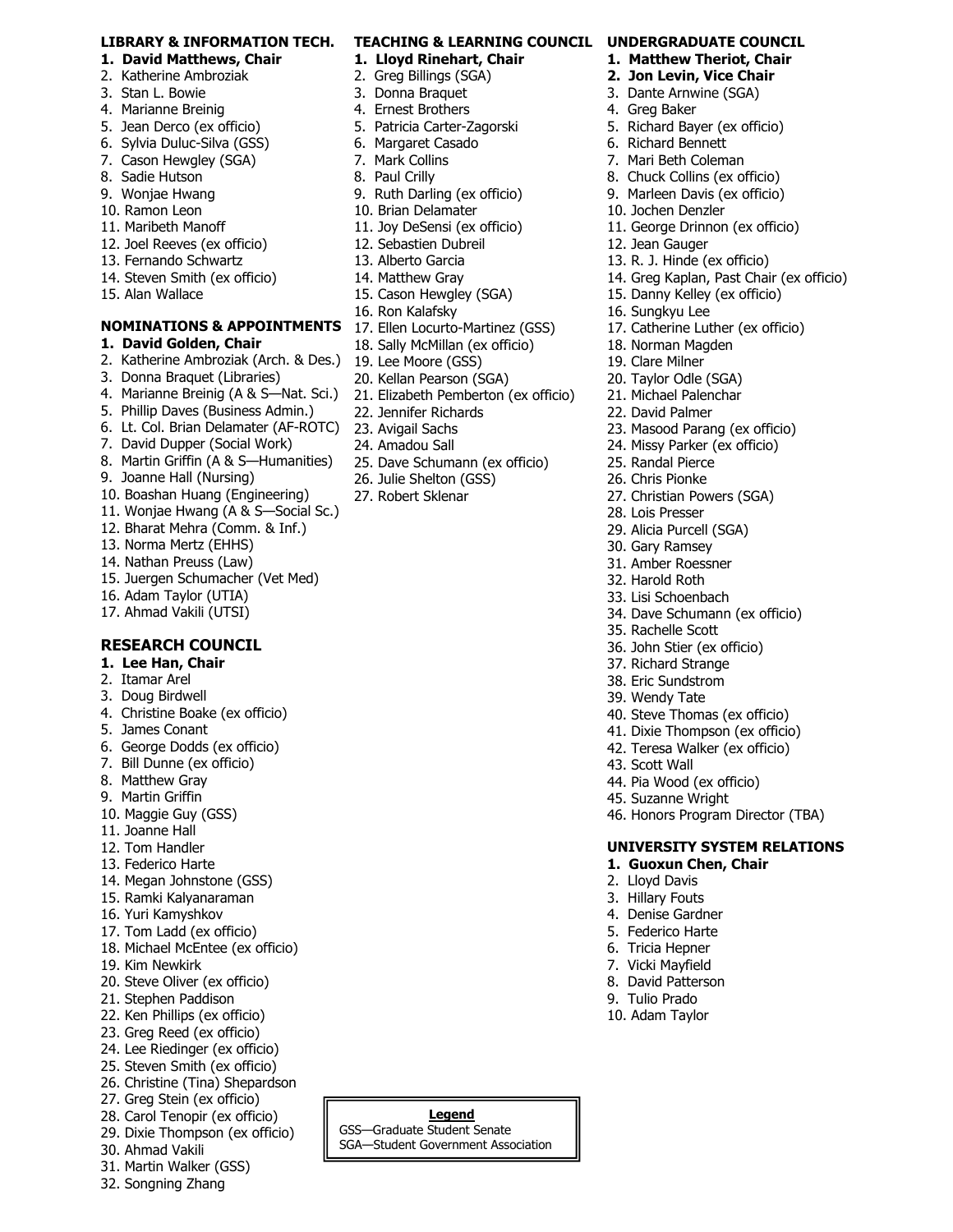## LIBRARY & INFORMATION TECH.

1. **David Matthews, Chair**
2. Katherine Ambroziak
3. Stan L. Bowie
4. Marianne Breinig
5. Jean Derco (ex officio)
6. Sylvia Duluc-Silva (GSS)
7. Cason Hewgley (SGA)
8. Sadie Hutson
9. Wonjae Hwang
10. Ramon Leon
11. Maribeth Manoff
12. Joel Reeves (ex officio)
13. Fernando Schwartz
14. Steven Smith (ex officio)
15. Alan Wallace

## NOMINATIONS & APPOINTMENTS

1. **David Golden, Chair**
2. Katherine Ambroziak (Arch. & Des.)
3. Donna Braquet (Libraries)
4. Marianne Breinig (A & S—Nat. Sci.)
5. Phillip Daves (Business Admin.)
6. Lt. Col. Brian Delamater (AF-ROTC)
7. David Dupper (Social Work)
8. Martin Griffin (A & S—Humanities)
9. Joanne Hall (Nursing)
10. Boashan Huang (Engineering)
11. Wonjae Hwang (A & S—Social Sc.)
12. Bharat Mehra (Comm. & Inf.)
13. Norma Mertz (EHHS)
14. Nathan Preuss (Law)
15. Juergen Schumacher (Vet Med)
16. Adam Taylor (UTIA)
17. Ahmad Vakili (UTSI)

## RESEARCH COUNCIL

1. **Lee Han, Chair**
2. Itamar Arel
3. Doug Birdwell
4. Christine Boake (ex officio)
5. James Conant
6. George Dodds (ex officio)
7. Bill Dunne (ex officio)
8. Matthew Gray
9. Martin Griffin
10. Maggie Guy (GSS)
11. Joanne Hall
12. Tom Handler
13. Federico Harte
14. Megan Johnstone (GSS)
15. Ramki Kalyanaraman
16. Yuri Kamyshkov
17. Tom Ladd (ex officio)
18. Michael McEntee (ex officio)
19. Kim Newkirk
20. Steve Oliver (ex officio)
21. Stephen Paddison
22. Ken Phillips (ex officio)
23. Greg Reed (ex officio)
24. Lee Riedinger (ex officio)
25. Steven Smith (ex officio)
26. Christine (Tina) Shepardson
27. Greg Stein (ex officio)
28. Carol Tenopir (ex officio)
29. Dixie Thompson (ex officio)
30. Ahmad Vakili
31. Martin Walker (GSS)
32. Songning Zhang

## TEACHING & LEARNING COUNCIL

1. **Lloyd Rinehart, Chair**
2. Greg Billings (SGA)
3. Donna Braquet
4. Ernest Brothers
5. Patricia Carter-Zagorski
6. Margaret Casado
7. Mark Collins
8. Paul Crilly
9. Ruth Darling (ex officio)
10. Brian Delamater
11. Joy DeSensi (ex officio)
12. Sebastien Dubreil
13. Alberto Garcia
14. Matthew Gray
15. Cason Hewgley (SGA)
16. Ron Kalafsky
17. Ellen Locurto-Martinez (GSS)
18. Sally McMillan (ex officio)
19. Lee Moore (GSS)
20. Kellan Pearson (SGA)
21. Elizabeth Pemberton (ex officio)
22. Jennifer Richards
23. Avigail Sachs
24. Amadou Sall
25. Dave Schumann (ex officio)
26. Julie Shelton (GSS)
27. Robert Sklenar

**Legend**

GSS—Graduate Student Senate
SGA—Student Government Association

## UNDERGRADUATE COUNCIL

1. **Matthew Theriot, Chair**
2. **Jon Levin, Vice Chair**
3. Dante Arnwine (SGA)
4. Greg Baker
5. Richard Bayer (ex officio)
6. Richard Bennett
7. Mari Beth Coleman
8. Chuck Collins (ex officio)
9. Marleen Davis (ex officio)
10. Jochen Denzler
11. George Drinnon (ex officio)
12. Jean Gauger
13. R. J. Hinde (ex officio)
14. Greg Kaplan, Past Chair (ex officio)
15. Danny Kelley (ex officio)
16. Sungkyu Lee
17. Catherine Luther (ex officio)
18. Norman Magden
19. Clare Milner
20. Taylor Odle (SGA)
21. Michael Palenchar
22. David Palmer
23. Masood Parang (ex officio)
24. Missy Parker (ex officio)
25. Randal Pierce
26. Chris Pionke
27. Christian Powers (SGA)
28. Lois Presser
29. Alicia Purcell (SGA)
30. Gary Ramsey
31. Amber Roessner
32. Harold Roth
33. Lisi Schoenbach
34. Dave Schumann (ex officio)
35. Rachelle Scott
36. John Stier (ex officio)
37. Richard Strange
38. Eric Sundstrom
39. Wendy Tate
40. Steve Thomas (ex officio)
41. Dixie Thompson (ex officio)
42. Teresa Walker (ex officio)
43. Scott Wall
44. Pia Wood (ex officio)
45. Suzanne Wright
46. Honors Program Director (TBA)

## UNIVERSITY SYSTEM RELATIONS

1. **Guoxun Chen, Chair**
2. Lloyd Davis
3. Hillary Fouts
4. Denise Gardner
5. Federico Harte
6. Tricia Hepner
7. Vicki Mayfield
8. David Patterson
9. Tulio Prado
10. Adam Taylor